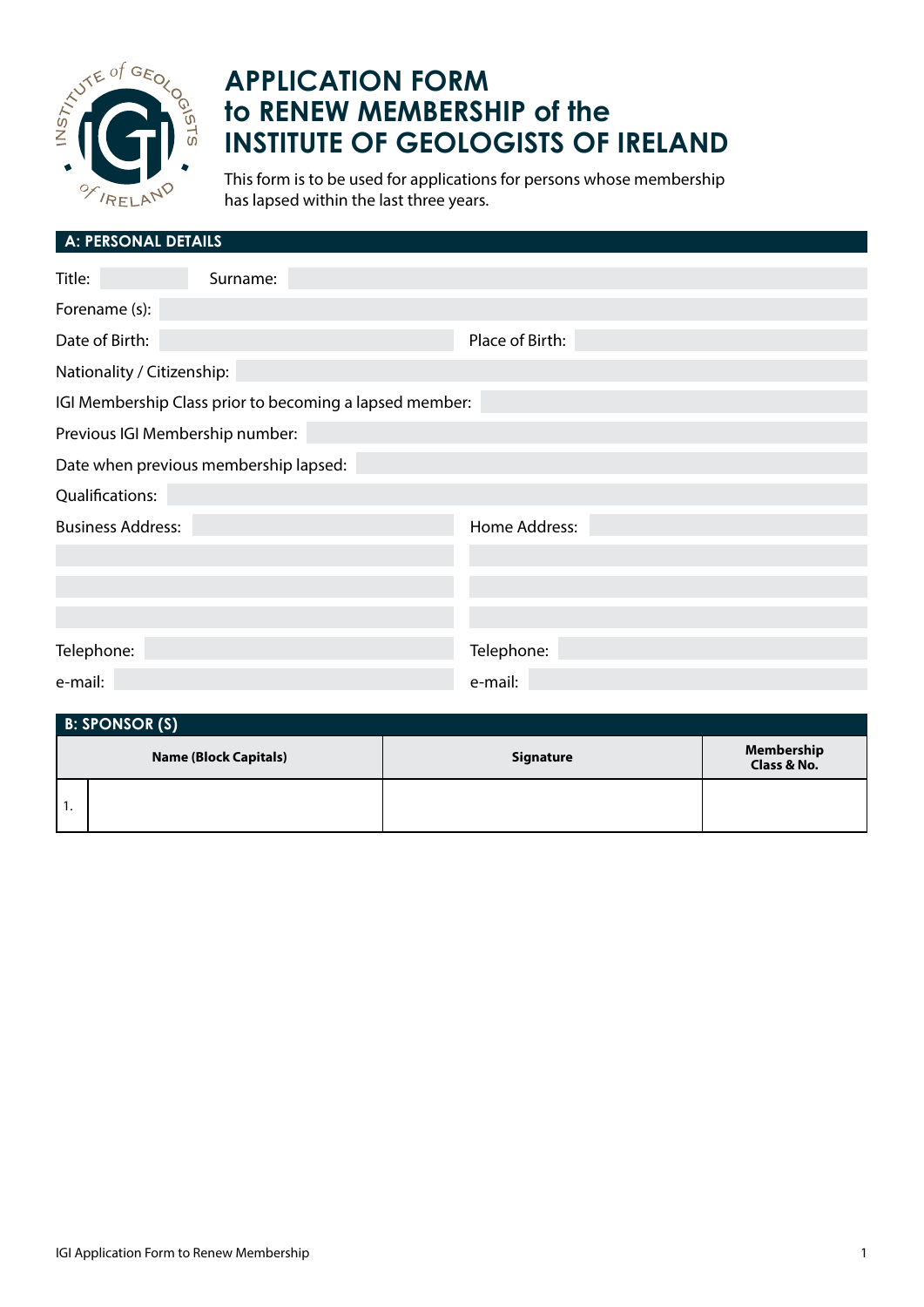# APPLICATION FORM to RENEW MEMBERSHIP of the INSTITUTE OF GEOLOGISTS OF IRELAND

This form is to be used for applications for persons whose membership has lapsed within the last three years.

## A: PERSONAL DETAILS

Title: Surname:

Forename (s):

Date of Birth: Place of Birth:

Nationality / Citizenship:

IGI Membership Class prior to becoming a lapsed member:

Previous IGI Membership number:

Date when previous membership lapsed:

Qualifications:

Business Address: Home Address:

Telephone: Telephone:

e-mail: e-mail:

## B: SPONSOR (S)

| | Name (Block Capitals) | Signature | Membership Class & No. |
|---|---|---|---|
| 1. | | | |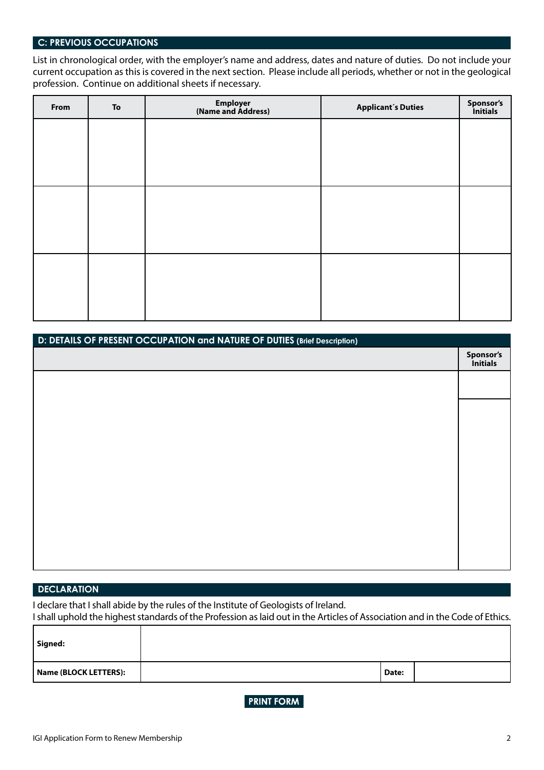## C: PREVIOUS OCCUPATIONS

List in chronological order, with the employer's name and address, dates and nature of duties. Do not include your current occupation as this is covered in the next section. Please include all periods, whether or not in the geological profession. Continue on additional sheets if necessary.

| From | To | Employer (Name and Address) | Applicant´s Duties | Sponsor's Initials |
|---|---|---|---|---|
| | | | | |
| | | | | |
| | | | | |

## D: DETAILS OF PRESENT OCCUPATION and NATURE OF DUTIES (Brief Description)

| | Sponsor's Initials |
|---|---|
| | |

## DECLARATION

I declare that I shall abide by the rules of the Institute of Geologists of Ireland.
I shall uphold the highest standards of the Profession as laid out in the Articles of Association and in the Code of Ethics.

| **Signed:** | | | |
|---|---|---|---|
| **Name (BLOCK LETTERS):** | | **Date:** | |

PRINT FORM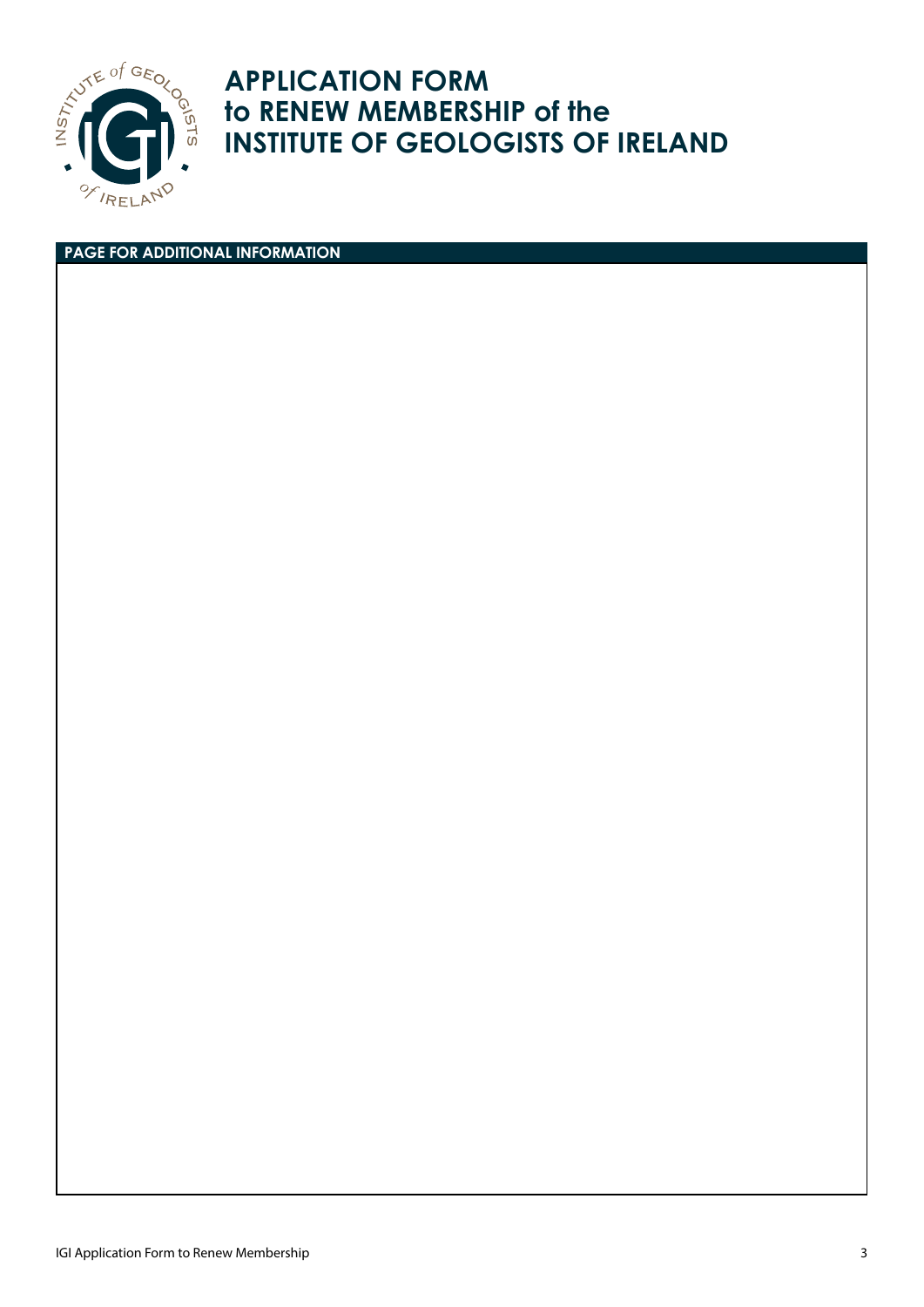# APPLICATION FORM to RENEW MEMBERSHIP of the INSTITUTE OF GEOLOGISTS OF IRELAND

## PAGE FOR ADDITIONAL INFORMATION